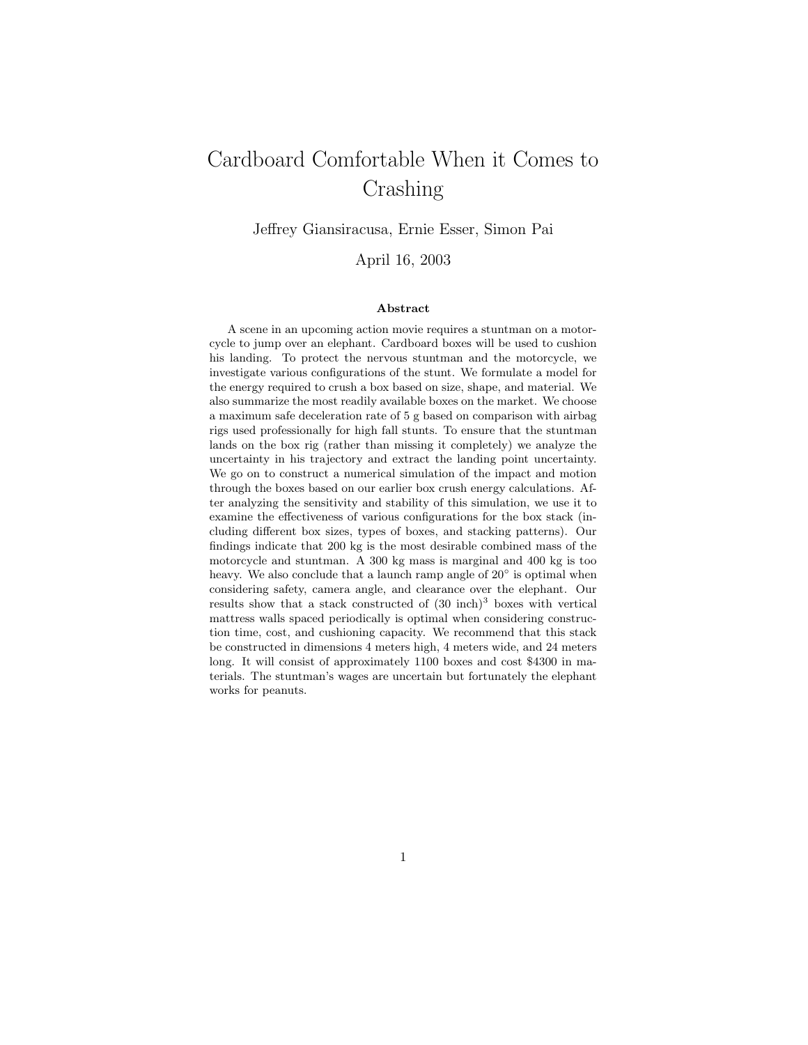# Cardboard Comfortable When it Comes to Crashing

Jeffrey Giansiracusa, Ernie Esser, Simon Pai

April 16, 2003

### Abstract

A scene in an upcoming action movie requires a stuntman on a motorcycle to jump over an elephant. Cardboard boxes will be used to cushion his landing. To protect the nervous stuntman and the motorcycle, we investigate various configurations of the stunt. We formulate a model for the energy required to crush a box based on size, shape, and material. We also summarize the most readily available boxes on the market. We choose a maximum safe deceleration rate of 5 g based on comparison with airbag rigs used professionally for high fall stunts. To ensure that the stuntman lands on the box rig (rather than missing it completely) we analyze the uncertainty in his trajectory and extract the landing point uncertainty. We go on to construct a numerical simulation of the impact and motion through the boxes based on our earlier box crush energy calculations. After analyzing the sensitivity and stability of this simulation, we use it to examine the effectiveness of various configurations for the box stack (including different box sizes, types of boxes, and stacking patterns). Our findings indicate that 200 kg is the most desirable combined mass of the motorcycle and stuntman. A 300 kg mass is marginal and 400 kg is too heavy. We also conclude that a launch ramp angle of $20^{\circ}$ is optimal when considering safety, camera angle, and clearance over the elephant. Our results show that a stack constructed of $(30 \text{ inch})^3$ boxes with vertical mattress walls spaced periodically is optimal when considering construction time, cost, and cushioning capacity. We recommend that this stack be constructed in dimensions 4 meters high, 4 meters wide, and 24 meters long. It will consist of approximately 1100 boxes and cost $4300 in materials. The stuntman's wages are uncertain but fortunately the elephant works for peanuts.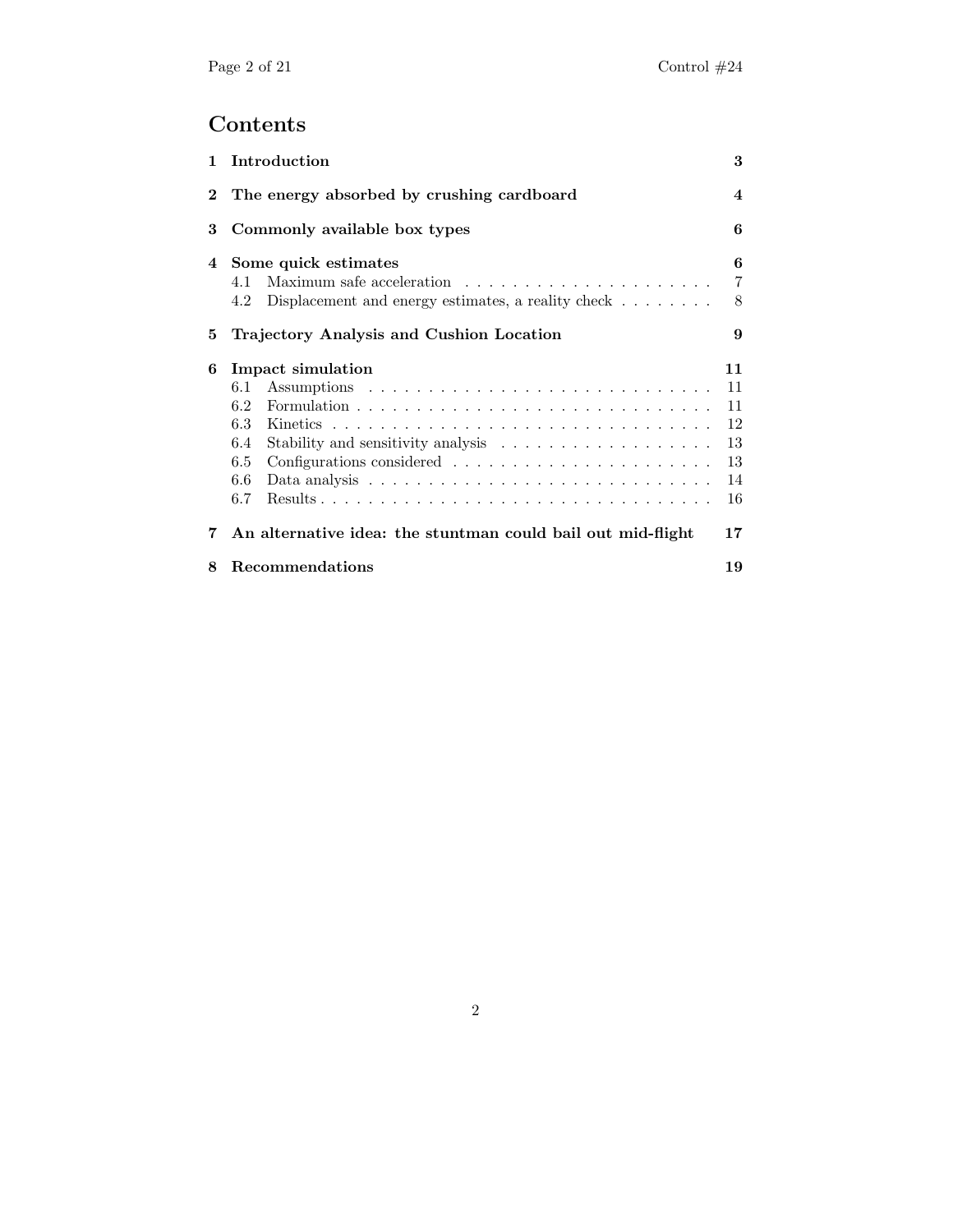# Contents

**1 Introduction** — 3

**2 The energy absorbed by crushing cardboard** — 4

**3 Commonly available box types** — 6

**4 Some quick estimates** — 6
- 4.1 Maximum safe acceleration — 7
- 4.2 Displacement and energy estimates, a reality check — 8

**5 Trajectory Analysis and Cushion Location** — 9

**6 Impact simulation** — 11
- 6.1 Assumptions — 11
- 6.2 Formulation — 11
- 6.3 Kinetics — 12
- 6.4 Stability and sensitivity analysis — 13
- 6.5 Configurations considered — 13
- 6.6 Data analysis — 14
- 6.7 Results — 16

**7 An alternative idea: the stuntman could bail out mid-flight** — 17

**8 Recommendations** — 19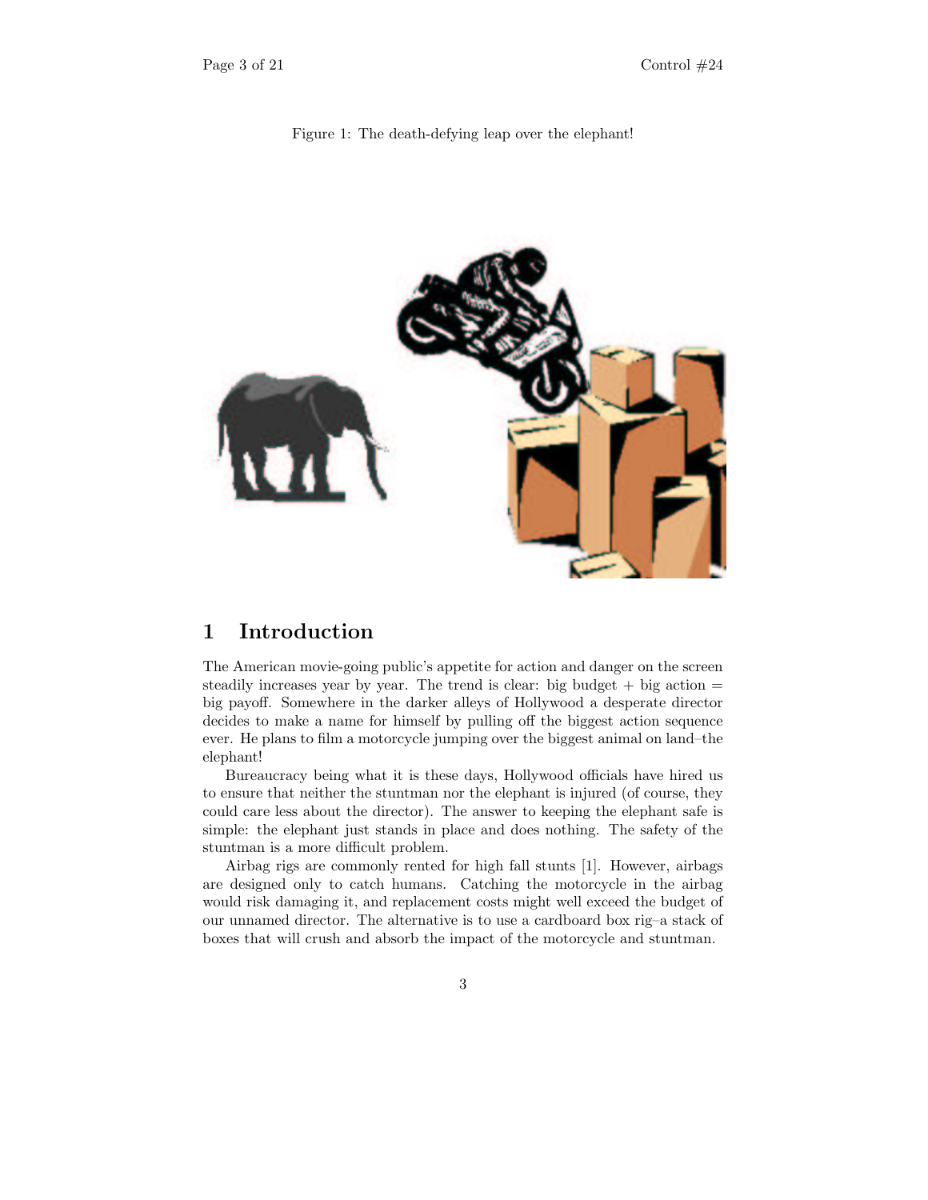Figure 1: The death-defying leap over the elephant!

# 1 Introduction

The American movie-going public's appetite for action and danger on the screen steadily increases year by year. The trend is clear: big budget + big action = big payoff. Somewhere in the darker alleys of Hollywood a desperate director decides to make a name for himself by pulling off the biggest action sequence ever. He plans to film a motorcycle jumping over the biggest animal on land–the elephant!

Bureaucracy being what it is these days, Hollywood officials have hired us to ensure that neither the stuntman nor the elephant is injured (of course, they could care less about the director). The answer to keeping the elephant safe is simple: the elephant just stands in place and does nothing. The safety of the stuntman is a more difficult problem.

Airbag rigs are commonly rented for high fall stunts [1]. However, airbags are designed only to catch humans. Catching the motorcycle in the airbag would risk damaging it, and replacement costs might well exceed the budget of our unnamed director. The alternative is to use a cardboard box rig–a stack of boxes that will crush and absorb the impact of the motorcycle and stuntman.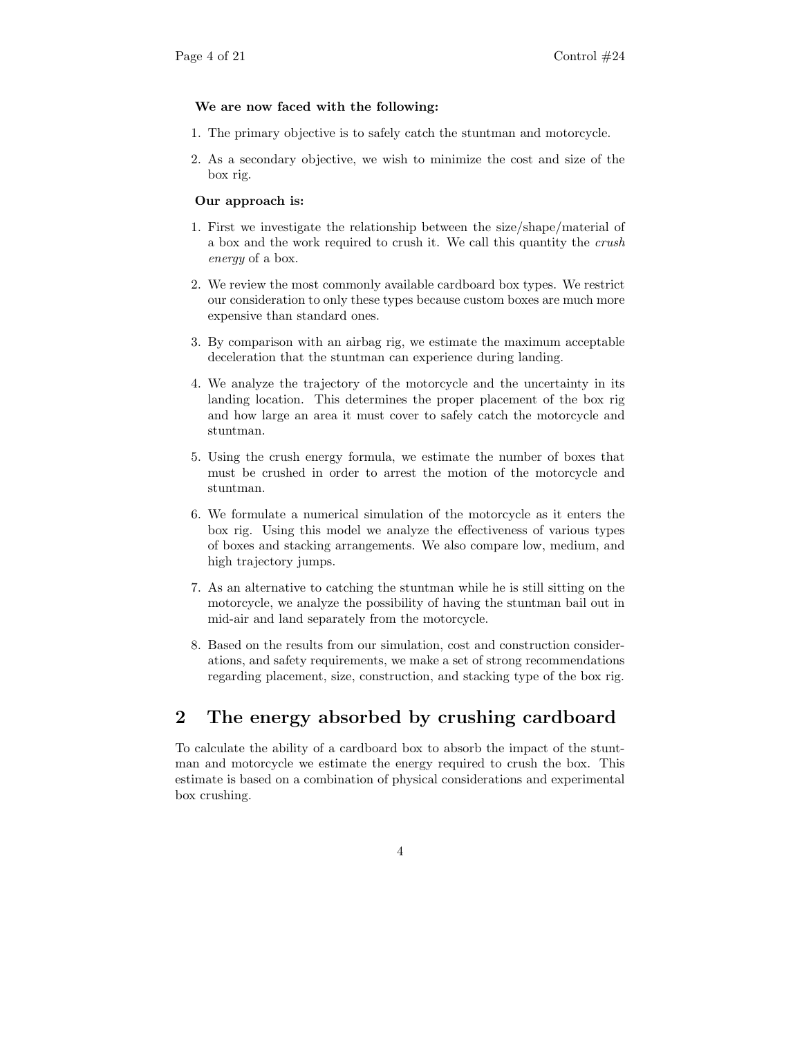**We are now faced with the following:**

1. The primary objective is to safely catch the stuntman and motorcycle.
2. As a secondary objective, we wish to minimize the cost and size of the box rig.

**Our approach is:**

1. First we investigate the relationship between the size/shape/material of a box and the work required to crush it. We call this quantity the *crush energy* of a box.
2. We review the most commonly available cardboard box types. We restrict our consideration to only these types because custom boxes are much more expensive than standard ones.
3. By comparison with an airbag rig, we estimate the maximum acceptable deceleration that the stuntman can experience during landing.
4. We analyze the trajectory of the motorcycle and the uncertainty in its landing location. This determines the proper placement of the box rig and how large an area it must cover to safely catch the motorcycle and stuntman.
5. Using the crush energy formula, we estimate the number of boxes that must be crushed in order to arrest the motion of the motorcycle and stuntman.
6. We formulate a numerical simulation of the motorcycle as it enters the box rig. Using this model we analyze the effectiveness of various types of boxes and stacking arrangements. We also compare low, medium, and high trajectory jumps.
7. As an alternative to catching the stuntman while he is still sitting on the motorcycle, we analyze the possibility of having the stuntman bail out in mid-air and land separately from the motorcycle.
8. Based on the results from our simulation, cost and construction considerations, and safety requirements, we make a set of strong recommendations regarding placement, size, construction, and stacking type of the box rig.

## 2 The energy absorbed by crushing cardboard

To calculate the ability of a cardboard box to absorb the impact of the stuntman and motorcycle we estimate the energy required to crush the box. This estimate is based on a combination of physical considerations and experimental box crushing.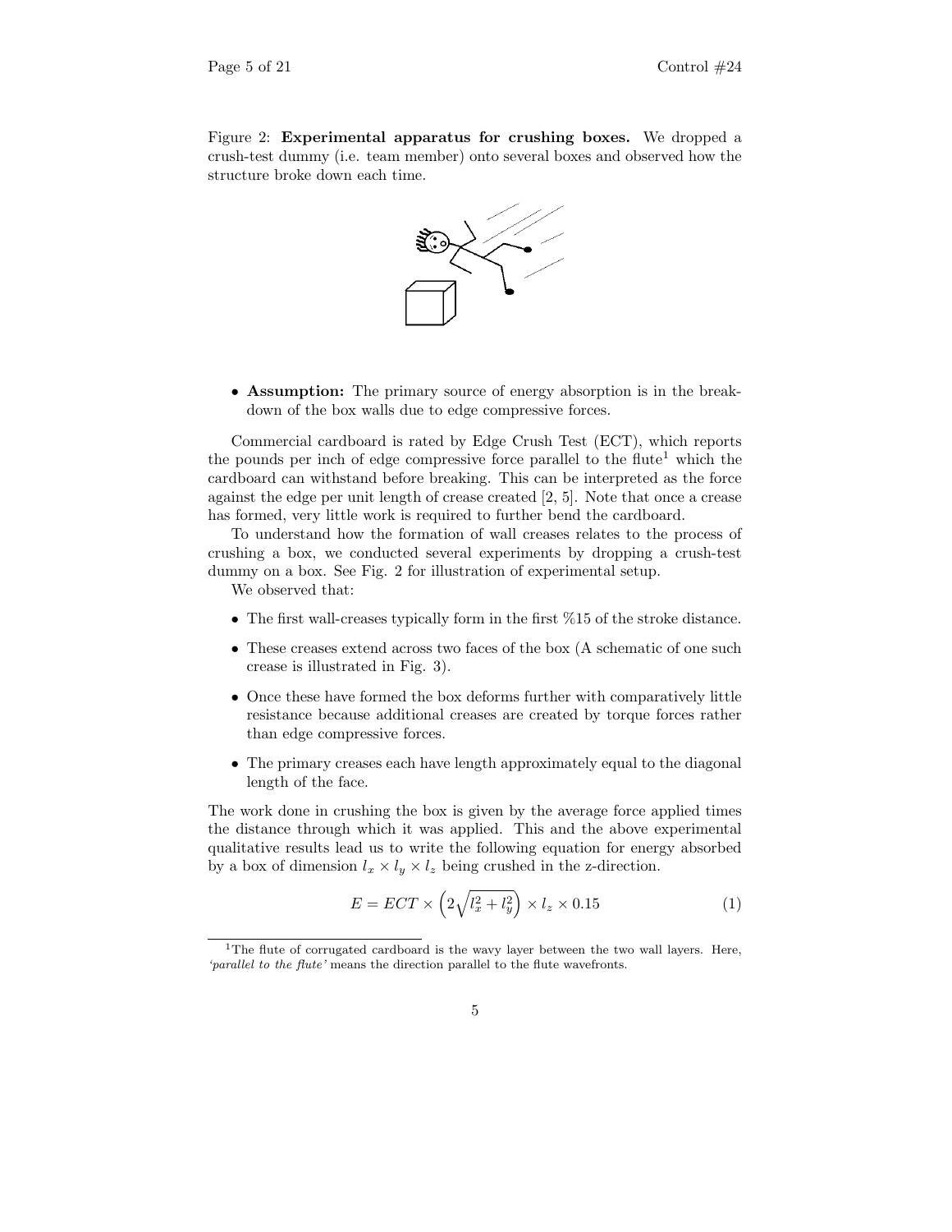Figure 2: **Experimental apparatus for crushing boxes.** We dropped a crush-test dummy (i.e. team member) onto several boxes and observed how the structure broke down each time.

- **Assumption:** The primary source of energy absorption is in the breakdown of the box walls due to edge compressive forces.

Commercial cardboard is rated by Edge Crush Test (ECT), which reports the pounds per inch of edge compressive force parallel to the flute[1] which the cardboard can withstand before breaking. This can be interpreted as the force against the edge per unit length of crease created [2, 5]. Note that once a crease has formed, very little work is required to further bend the cardboard.

To understand how the formation of wall creases relates to the process of crushing a box, we conducted several experiments by dropping a crush-test dummy on a box. See Fig. 2 for illustration of experimental setup.

We observed that:

- The first wall-creases typically form in the first %15 of the stroke distance.
- These creases extend across two faces of the box (A schematic of one such crease is illustrated in Fig. 3).
- Once these have formed the box deforms further with comparatively little resistance because additional creases are created by torque forces rather than edge compressive forces.
- The primary creases each have length approximately equal to the diagonal length of the face.

The work done in crushing the box is given by the average force applied times the distance through which it was applied. This and the above experimental qualitative results lead us to write the following equation for energy absorbed by a box of dimension $l_x \times l_y \times l_z$ being crushed in the z-direction.

$$E = ECT \times \left(2\sqrt{l_x^2 + l_y^2}\right) \times l_z \times 0.15 \tag{1}$$

[1] The flute of corrugated cardboard is the wavy layer between the two wall layers. Here, *'parallel to the flute'* means the direction parallel to the flute wavefronts.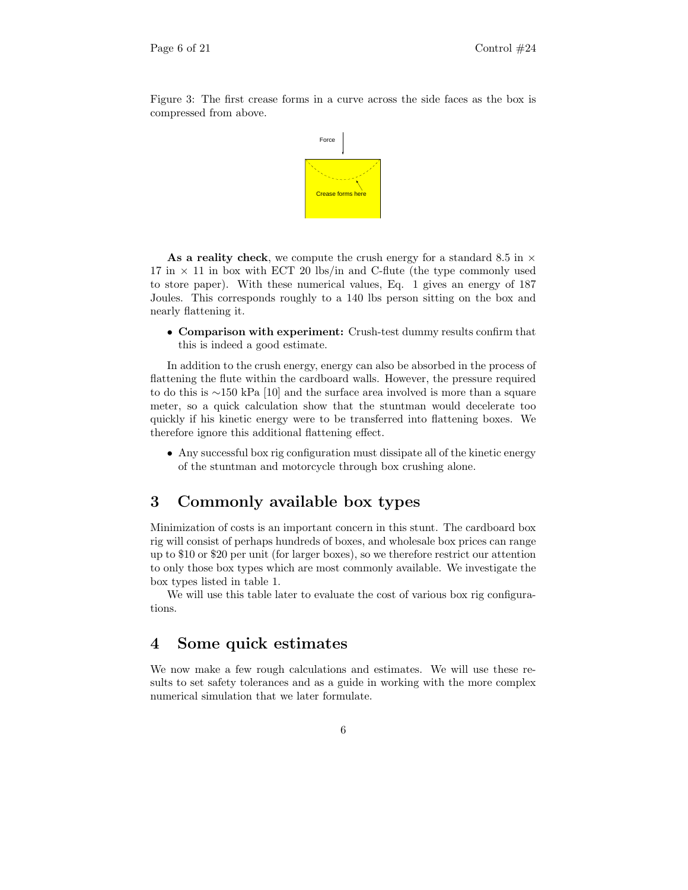Figure 3: The first crease forms in a curve across the side faces as the box is compressed from above.

**As a reality check**, we compute the crush energy for a standard 8.5 in $\times$ 17 in $\times$ 11 in box with ECT 20 lbs/in and C-flute (the type commonly used to store paper). With these numerical values, Eq. 1 gives an energy of 187 Joules. This corresponds roughly to a 140 lbs person sitting on the box and nearly flattening it.

- **Comparison with experiment:** Crush-test dummy results confirm that this is indeed a good estimate.

In addition to the crush energy, energy can also be absorbed in the process of flattening the flute within the cardboard walls. However, the pressure required to do this is $\sim$150 kPa [10] and the surface area involved is more than a square meter, so a quick calculation show that the stuntman would decelerate too quickly if his kinetic energy were to be transferred into flattening boxes. We therefore ignore this additional flattening effect.

- Any successful box rig configuration must dissipate all of the kinetic energy of the stuntman and motorcycle through box crushing alone.

## 3 Commonly available box types

Minimization of costs is an important concern in this stunt. The cardboard box rig will consist of perhaps hundreds of boxes, and wholesale box prices can range up to \$10 or \$20 per unit (for larger boxes), so we therefore restrict our attention to only those box types which are most commonly available. We investigate the box types listed in table 1.

We will use this table later to evaluate the cost of various box rig configurations.

## 4 Some quick estimates

We now make a few rough calculations and estimates. We will use these results to set safety tolerances and as a guide in working with the more complex numerical simulation that we later formulate.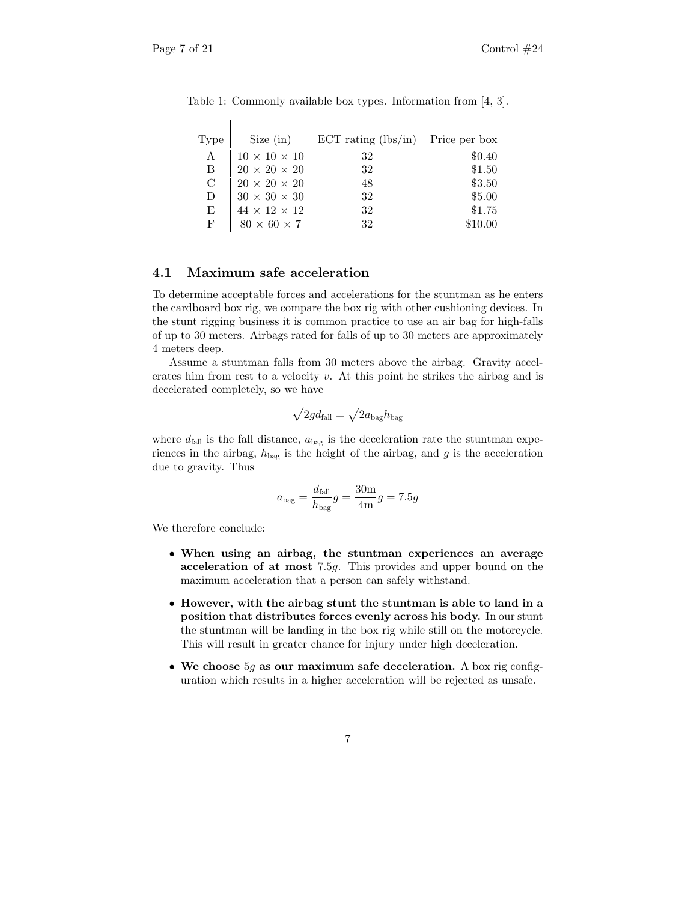Table 1: Commonly available box types. Information from [4, 3].

| Type | Size (in) | ECT rating (lbs/in) | Price per box |
|---|---|---|---|
| A | $10 \times 10 \times 10$ | 32 | \$0.40 |
| B | $20 \times 20 \times 20$ | 32 | \$1.50 |
| C | $20 \times 20 \times 20$ | 48 | \$3.50 |
| D | $30 \times 30 \times 30$ | 32 | \$5.00 |
| E | $44 \times 12 \times 12$ | 32 | \$1.75 |
| F | $80 \times 60 \times 7$ | 32 | \$10.00 |

### 4.1 Maximum safe acceleration

To determine acceptable forces and accelerations for the stuntman as he enters the cardboard box rig, we compare the box rig with other cushioning devices. In the stunt rigging business it is common practice to use an air bag for high-falls of up to 30 meters. Airbags rated for falls of up to 30 meters are approximately 4 meters deep.

Assume a stuntman falls from 30 meters above the airbag. Gravity accelerates him from rest to a velocity $v$. At this point he strikes the airbag and is decelerated completely, so we have

$$\sqrt{2gd_{\text{fall}}} = \sqrt{2a_{\text{bag}}h_{\text{bag}}}$$

where $d_{\text{fall}}$ is the fall distance, $a_{\text{bag}}$ is the deceleration rate the stuntman experiences in the airbag, $h_{\text{bag}}$ is the height of the airbag, and $g$ is the acceleration due to gravity. Thus

$$a_{\text{bag}} = \frac{d_{\text{fall}}}{h_{\text{bag}}}g = \frac{30\text{m}}{4\text{m}}g = 7.5g$$

We therefore conclude:

- **When using an airbag, the stuntman experiences an average acceleration of at most** $7.5g$. This provides and upper bound on the maximum acceleration that a person can safely withstand.
- **However, with the airbag stunt the stuntman is able to land in a position that distributes forces evenly across his body.** In our stunt the stuntman will be landing in the box rig while still on the motorcycle. This will result in greater chance for injury under high deceleration.
- **We choose** $5g$ **as our maximum safe deceleration.** A box rig configuration which results in a higher acceleration will be rejected as unsafe.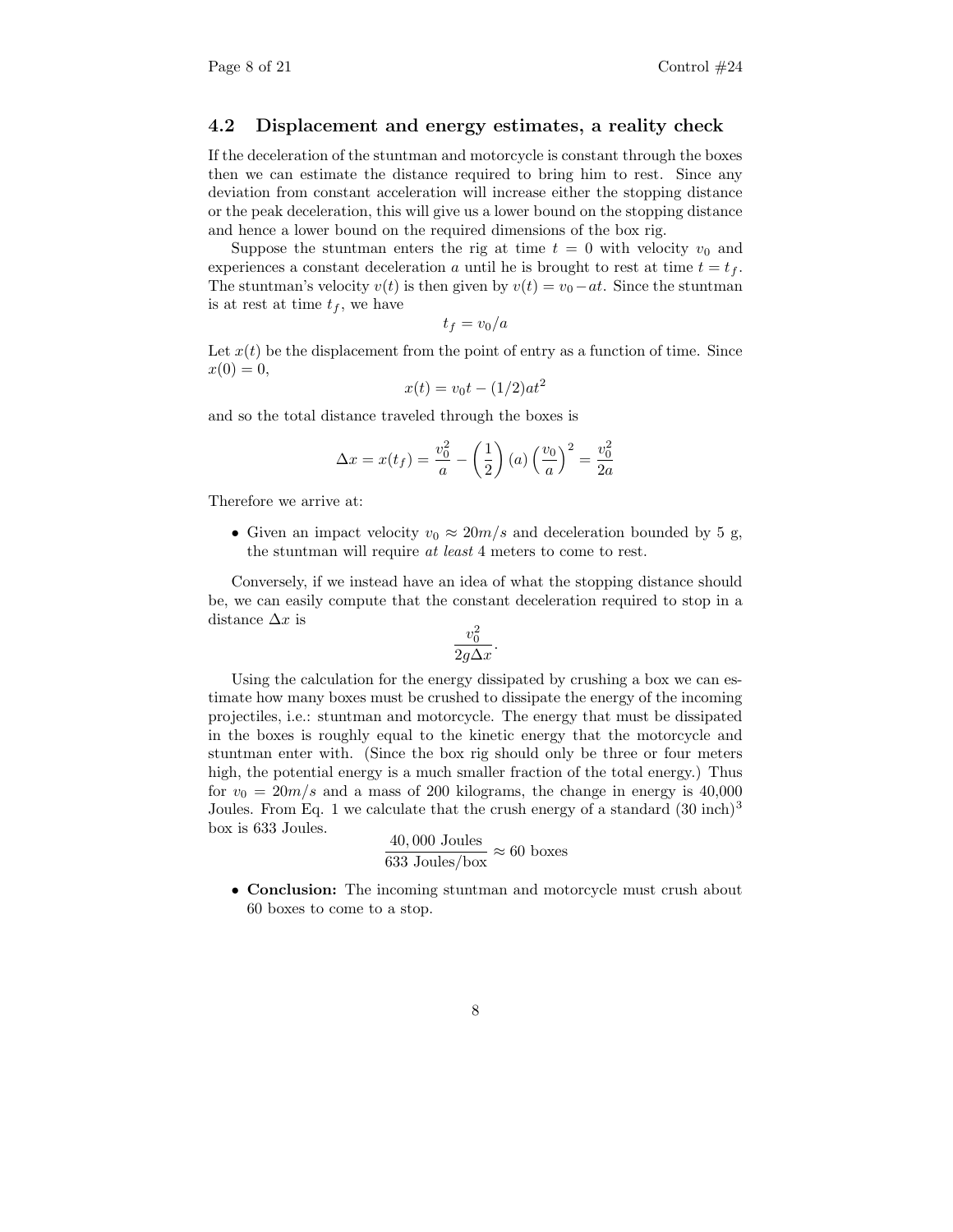### 4.2 Displacement and energy estimates, a reality check

If the deceleration of the stuntman and motorcycle is constant through the boxes then we can estimate the distance required to bring him to rest. Since any deviation from constant acceleration will increase either the stopping distance or the peak deceleration, this will give us a lower bound on the stopping distance and hence a lower bound on the required dimensions of the box rig.

Suppose the stuntman enters the rig at time $t = 0$ with velocity $v_0$ and experiences a constant deceleration $a$ until he is brought to rest at time $t = t_f$. The stuntman's velocity $v(t)$ is then given by $v(t) = v_0 - at$. Since the stuntman is at rest at time $t_f$, we have

$$t_f = v_0/a$$

Let $x(t)$ be the displacement from the point of entry as a function of time. Since $x(0) = 0$,

$$x(t) = v_0 t - (1/2)at^2$$

and so the total distance traveled through the boxes is

$$\Delta x = x(t_f) = \frac{v_0^2}{a} - \left(\frac{1}{2}\right)(a)\left(\frac{v_0}{a}\right)^2 = \frac{v_0^2}{2a}$$

Therefore we arrive at:

- Given an impact velocity $v_0 \approx 20m/s$ and deceleration bounded by 5 g, the stuntman will require *at least* 4 meters to come to rest.

Conversely, if we instead have an idea of what the stopping distance should be, we can easily compute that the constant deceleration required to stop in a distance $\Delta x$ is

$$\frac{v_0^2}{2g\Delta x}.$$

Using the calculation for the energy dissipated by crushing a box we can estimate how many boxes must be crushed to dissipate the energy of the incoming projectiles, i.e.: stuntman and motorcycle. The energy that must be dissipated in the boxes is roughly equal to the kinetic energy that the motorcycle and stuntman enter with. (Since the box rig should only be three or four meters high, the potential energy is a much smaller fraction of the total energy.) Thus for $v_0 = 20m/s$ and a mass of 200 kilograms, the change in energy is 40,000 Joules. From Eq. 1 we calculate that the crush energy of a standard $(30 \text{ inch})^3$ box is 633 Joules.

$$\frac{40,000 \text{ Joules}}{633 \text{ Joules/box}} \approx 60 \text{ boxes}$$

- **Conclusion:** The incoming stuntman and motorcycle must crush about 60 boxes to come to a stop.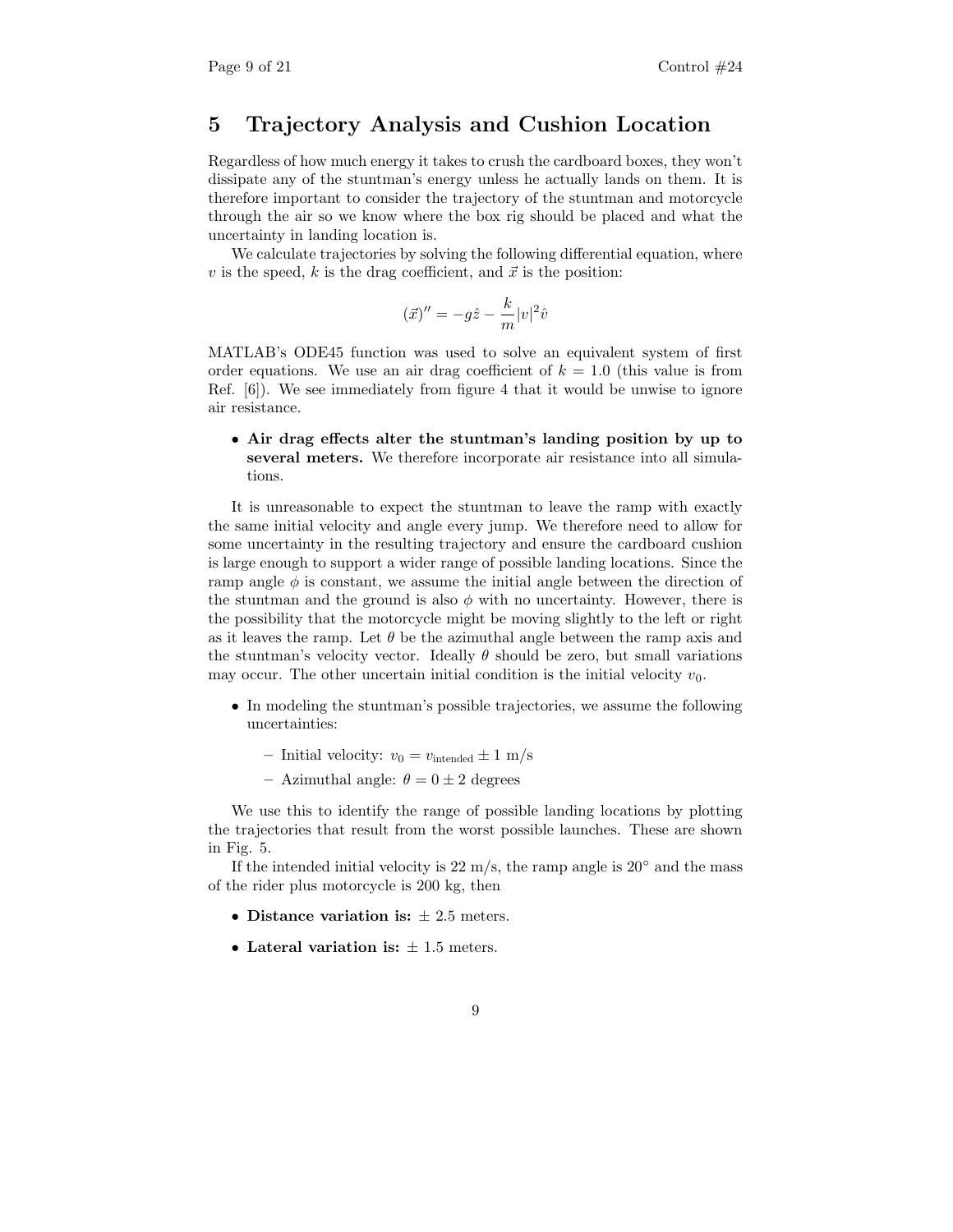# 5 Trajectory Analysis and Cushion Location

Regardless of how much energy it takes to crush the cardboard boxes, they won't dissipate any of the stuntman's energy unless he actually lands on them. It is therefore important to consider the trajectory of the stuntman and motorcycle through the air so we know where the box rig should be placed and what the uncertainty in landing location is.

We calculate trajectories by solving the following differential equation, where $v$ is the speed, $k$ is the drag coefficient, and $\vec{x}$ is the position:

$$(\vec{x})'' = -g\hat{z} - \frac{k}{m}|v|^2\hat{v}$$

MATLAB's ODE45 function was used to solve an equivalent system of first order equations. We use an air drag coefficient of $k = 1.0$ (this value is from Ref. [6]). We see immediately from figure 4 that it would be unwise to ignore air resistance.

- **Air drag effects alter the stuntman's landing position by up to several meters.** We therefore incorporate air resistance into all simulations.

It is unreasonable to expect the stuntman to leave the ramp with exactly the same initial velocity and angle every jump. We therefore need to allow for some uncertainty in the resulting trajectory and ensure the cardboard cushion is large enough to support a wider range of possible landing locations. Since the ramp angle $\phi$ is constant, we assume the initial angle between the direction of the stuntman and the ground is also $\phi$ with no uncertainty. However, there is the possibility that the motorcycle might be moving slightly to the left or right as it leaves the ramp. Let $\theta$ be the azimuthal angle between the ramp axis and the stuntman's velocity vector. Ideally $\theta$ should be zero, but small variations may occur. The other uncertain initial condition is the initial velocity $v_0$.

- In modeling the stuntman's possible trajectories, we assume the following uncertainties:
  - Initial velocity: $v_0 = v_{\text{intended}} \pm 1$ m/s
  - Azimuthal angle: $\theta = 0 \pm 2$ degrees

We use this to identify the range of possible landing locations by plotting the trajectories that result from the worst possible launches. These are shown in Fig. 5.

If the intended initial velocity is 22 m/s, the ramp angle is 20° and the mass of the rider plus motorcycle is 200 kg, then

- **Distance variation is:** ± 2.5 meters.
- **Lateral variation is:** ± 1.5 meters.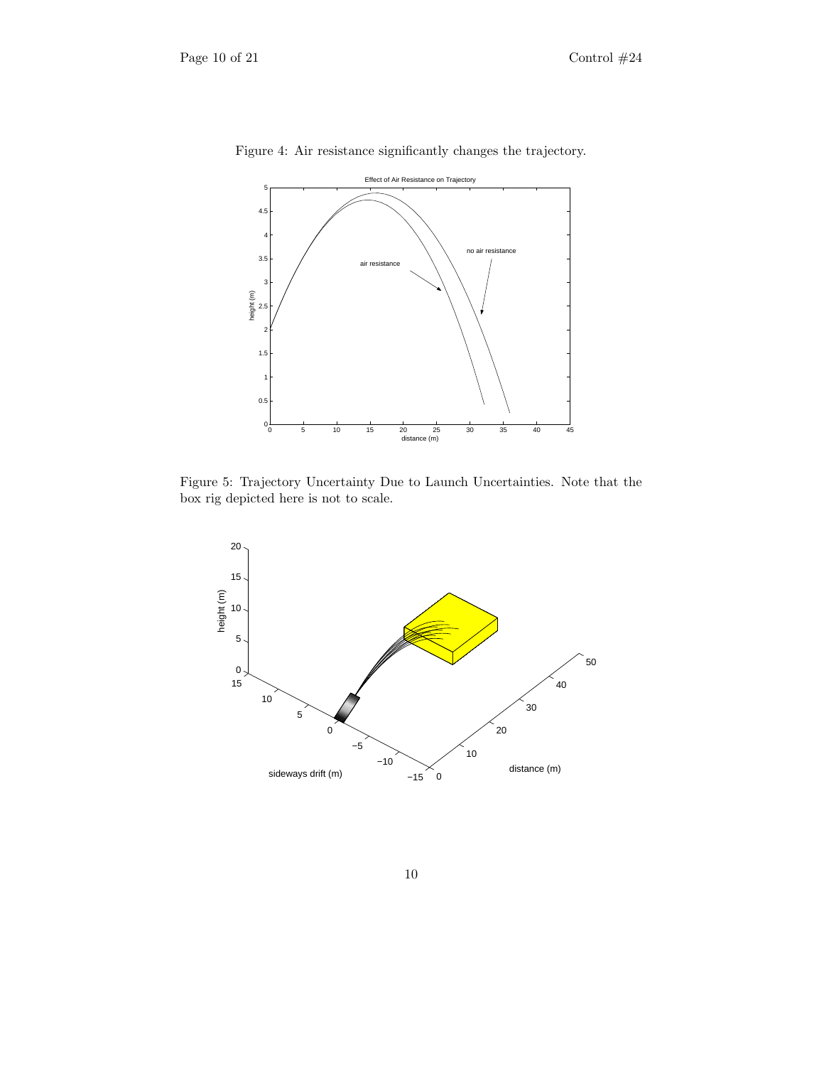Figure 4: Air resistance significantly changes the trajectory.

Figure 5: Trajectory Uncertainty Due to Launch Uncertainties. Note that the box rig depicted here is not to scale.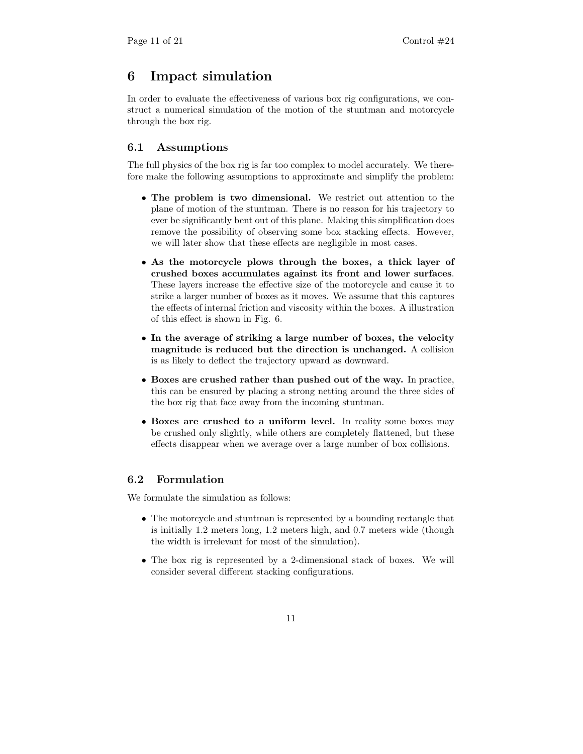# 6 Impact simulation

In order to evaluate the effectiveness of various box rig configurations, we construct a numerical simulation of the motion of the stuntman and motorcycle through the box rig.

## 6.1 Assumptions

The full physics of the box rig is far too complex to model accurately. We therefore make the following assumptions to approximate and simplify the problem:

- **The problem is two dimensional.** We restrict out attention to the plane of motion of the stuntman. There is no reason for his trajectory to ever be significantly bent out of this plane. Making this simplification does remove the possibility of observing some box stacking effects. However, we will later show that these effects are negligible in most cases.
- **As the motorcycle plows through the boxes, a thick layer of crushed boxes accumulates against its front and lower surfaces**. These layers increase the effective size of the motorcycle and cause it to strike a larger number of boxes as it moves. We assume that this captures the effects of internal friction and viscosity within the boxes. A illustration of this effect is shown in Fig. 6.
- **In the average of striking a large number of boxes, the velocity magnitude is reduced but the direction is unchanged.** A collision is as likely to deflect the trajectory upward as downward.
- **Boxes are crushed rather than pushed out of the way.** In practice, this can be ensured by placing a strong netting around the three sides of the box rig that face away from the incoming stuntman.
- **Boxes are crushed to a uniform level.** In reality some boxes may be crushed only slightly, while others are completely flattened, but these effects disappear when we average over a large number of box collisions.

## 6.2 Formulation

We formulate the simulation as follows:

- The motorcycle and stuntman is represented by a bounding rectangle that is initially 1.2 meters long, 1.2 meters high, and 0.7 meters wide (though the width is irrelevant for most of the simulation).
- The box rig is represented by a 2-dimensional stack of boxes. We will consider several different stacking configurations.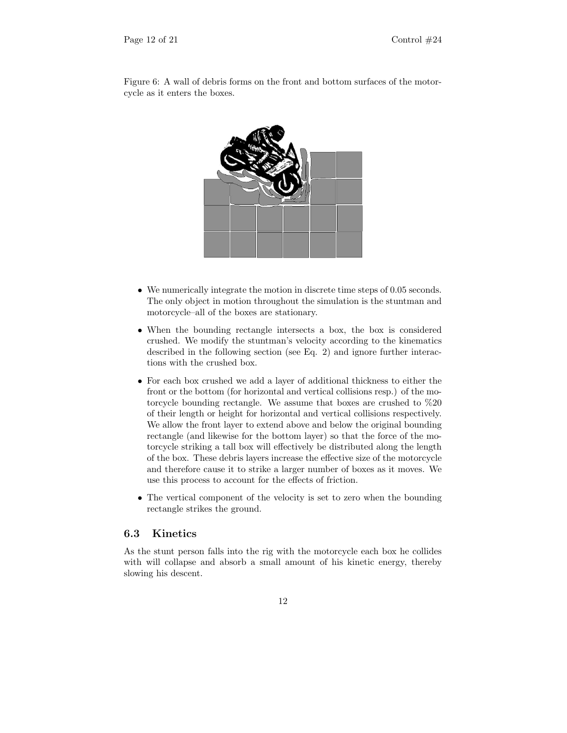Figure 6: A wall of debris forms on the front and bottom surfaces of the motorcycle as it enters the boxes.

- We numerically integrate the motion in discrete time steps of 0.05 seconds. The only object in motion throughout the simulation is the stuntman and motorcycle–all of the boxes are stationary.
- When the bounding rectangle intersects a box, the box is considered crushed. We modify the stuntman's velocity according to the kinematics described in the following section (see Eq. 2) and ignore further interactions with the crushed box.
- For each box crushed we add a layer of additional thickness to either the front or the bottom (for horizontal and vertical collisions resp.) of the motorcycle bounding rectangle. We assume that boxes are crushed to %20 of their length or height for horizontal and vertical collisions respectively. We allow the front layer to extend above and below the original bounding rectangle (and likewise for the bottom layer) so that the force of the motorcycle striking a tall box will effectively be distributed along the length of the box. These debris layers increase the effective size of the motorcycle and therefore cause it to strike a larger number of boxes as it moves. We use this process to account for the effects of friction.
- The vertical component of the velocity is set to zero when the bounding rectangle strikes the ground.

## 6.3 Kinetics

As the stunt person falls into the rig with the motorcycle each box he collides with will collapse and absorb a small amount of his kinetic energy, thereby slowing his descent.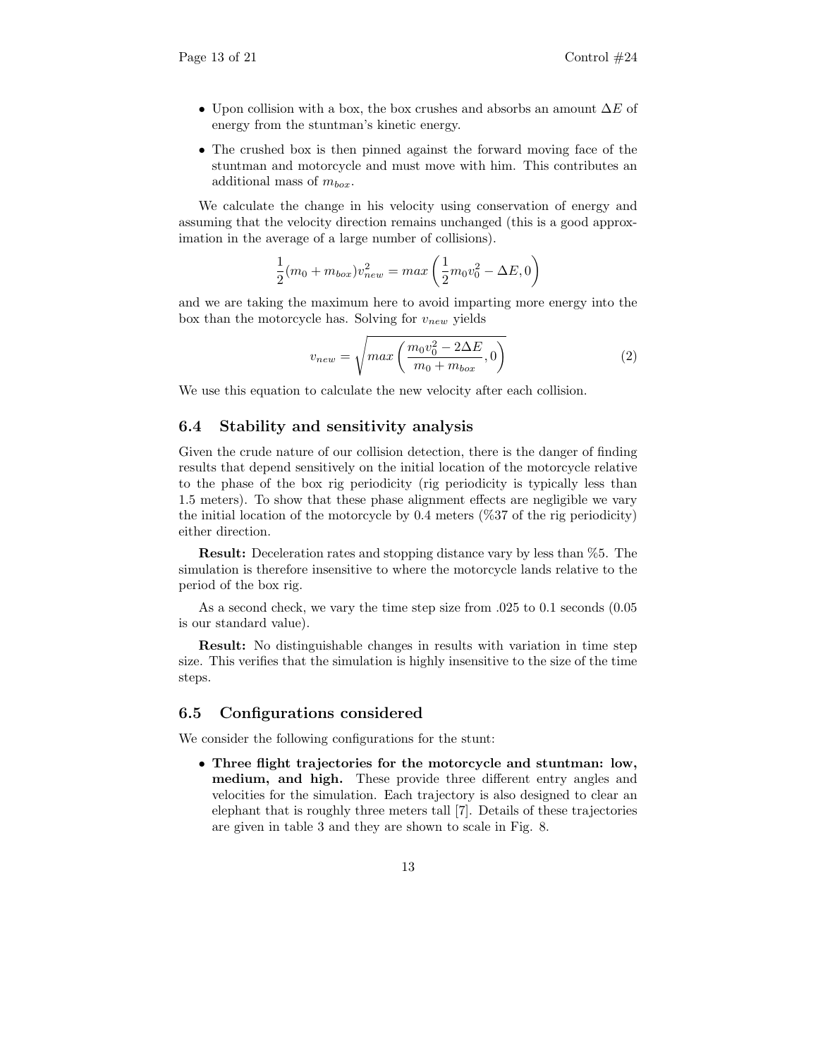- Upon collision with a box, the box crushes and absorbs an amount $\Delta E$ of energy from the stuntman's kinetic energy.
- The crushed box is then pinned against the forward moving face of the stuntman and motorcycle and must move with him. This contributes an additional mass of $m_{box}$.

We calculate the change in his velocity using conservation of energy and assuming that the velocity direction remains unchanged (this is a good approximation in the average of a large number of collisions).

$$\frac{1}{2}(m_0 + m_{box})v_{new}^2 = max\left(\frac{1}{2}m_0 v_0^2 - \Delta E, 0\right)$$

and we are taking the maximum here to avoid imparting more energy into the box than the motorcycle has. Solving for $v_{new}$ yields

$$v_{new} = \sqrt{max\left(\frac{m_0 v_0^2 - 2\Delta E}{m_0 + m_{box}}, 0\right)} \tag{2}$$

We use this equation to calculate the new velocity after each collision.

### 6.4 Stability and sensitivity analysis

Given the crude nature of our collision detection, there is the danger of finding results that depend sensitively on the initial location of the motorcycle relative to the phase of the box rig periodicity (rig periodicity is typically less than 1.5 meters). To show that these phase alignment effects are negligible we vary the initial location of the motorcycle by 0.4 meters (%37 of the rig periodicity) either direction.

**Result:** Deceleration rates and stopping distance vary by less than %5. The simulation is therefore insensitive to where the motorcycle lands relative to the period of the box rig.

As a second check, we vary the time step size from .025 to 0.1 seconds (0.05 is our standard value).

**Result:** No distinguishable changes in results with variation in time step size. This verifies that the simulation is highly insensitive to the size of the time steps.

### 6.5 Configurations considered

We consider the following configurations for the stunt:

- **Three flight trajectories for the motorcycle and stuntman: low, medium, and high.** These provide three different entry angles and velocities for the simulation. Each trajectory is also designed to clear an elephant that is roughly three meters tall [7]. Details of these trajectories are given in table 3 and they are shown to scale in Fig. 8.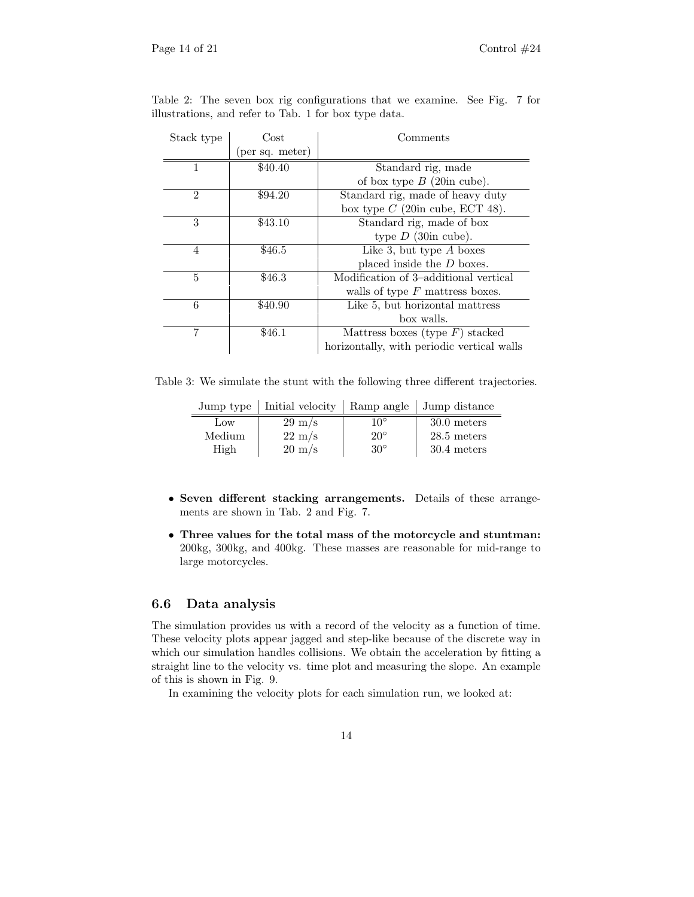Table 2: The seven box rig configurations that we examine. See Fig. 7 for illustrations, and refer to Tab. 1 for box type data.

| Stack type | Cost (per sq. meter) | Comments |
|---|---|---|
| 1 | \$40.40 | Standard rig, made of box type *B* (20in cube). |
| 2 | \$94.20 | Standard rig, made of heavy duty box type *C* (20in cube, ECT 48). |
| 3 | \$43.10 | Standard rig, made of box type *D* (30in cube). |
| 4 | \$46.5 | Like 3, but type *A* boxes placed inside the *D* boxes. |
| 5 | \$46.3 | Modification of 3–additional vertical walls of type *F* mattress boxes. |
| 6 | \$40.90 | Like 5, but horizontal mattress box walls. |
| 7 | \$46.1 | Mattress boxes (type *F*) stacked horizontally, with periodic vertical walls |

Table 3: We simulate the stunt with the following three different trajectories.

| Jump type | Initial velocity | Ramp angle | Jump distance |
|---|---|---|---|
| Low | 29 m/s | $10^\circ$ | 30.0 meters |
| Medium | 22 m/s | $20^\circ$ | 28.5 meters |
| High | 20 m/s | $30^\circ$ | 30.4 meters |

- **Seven different stacking arrangements.** Details of these arrangements are shown in Tab. 2 and Fig. 7.
- **Three values for the total mass of the motorcycle and stuntman:** 200kg, 300kg, and 400kg. These masses are reasonable for mid-range to large motorcycles.

### 6.6 Data analysis

The simulation provides us with a record of the velocity as a function of time. These velocity plots appear jagged and step-like because of the discrete way in which our simulation handles collisions. We obtain the acceleration by fitting a straight line to the velocity vs. time plot and measuring the slope. An example of this is shown in Fig. 9.

In examining the velocity plots for each simulation run, we looked at: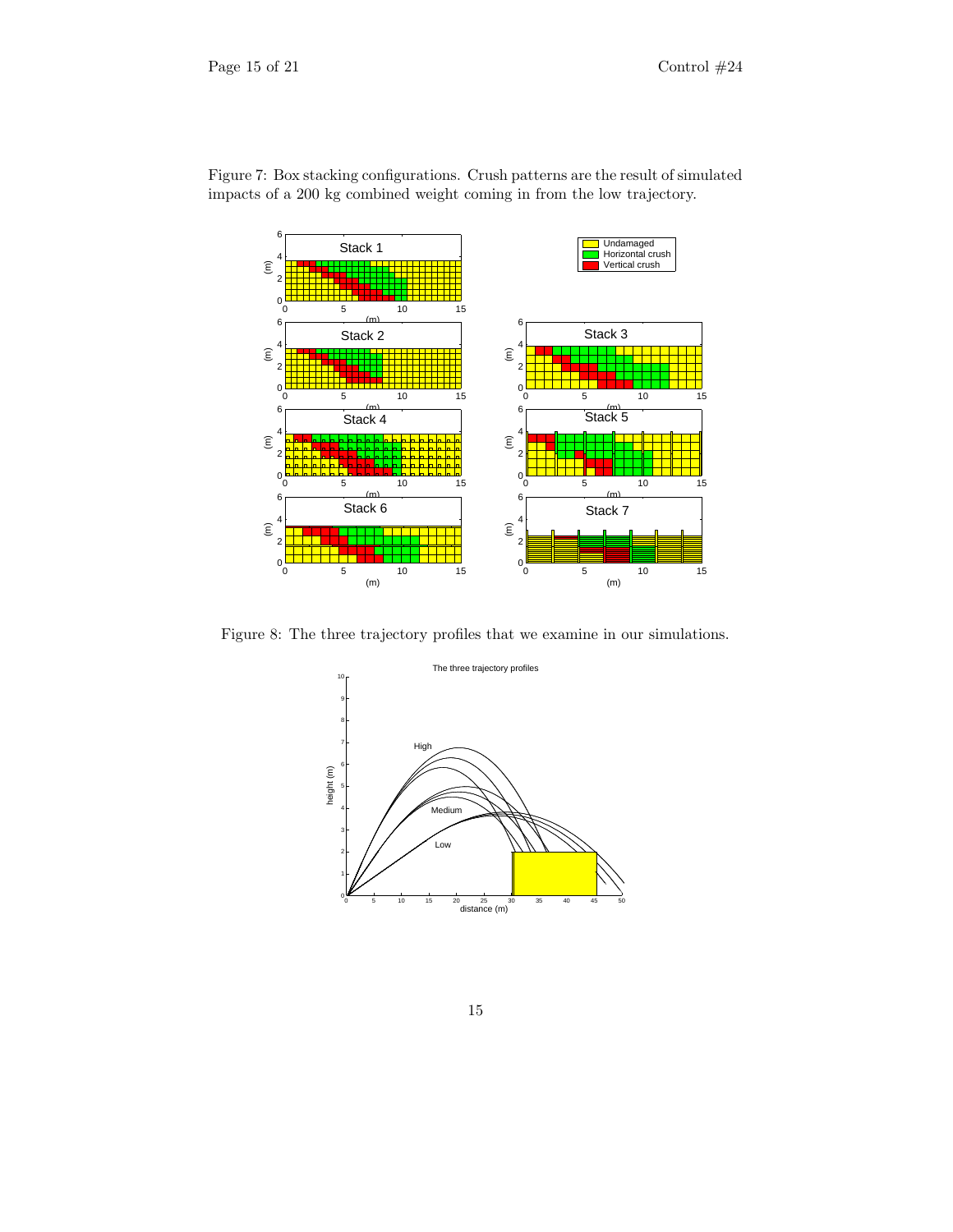Figure 7: Box stacking configurations. Crush patterns are the result of simulated impacts of a 200 kg combined weight coming in from the low trajectory.

Figure 8: The three trajectory profiles that we examine in our simulations.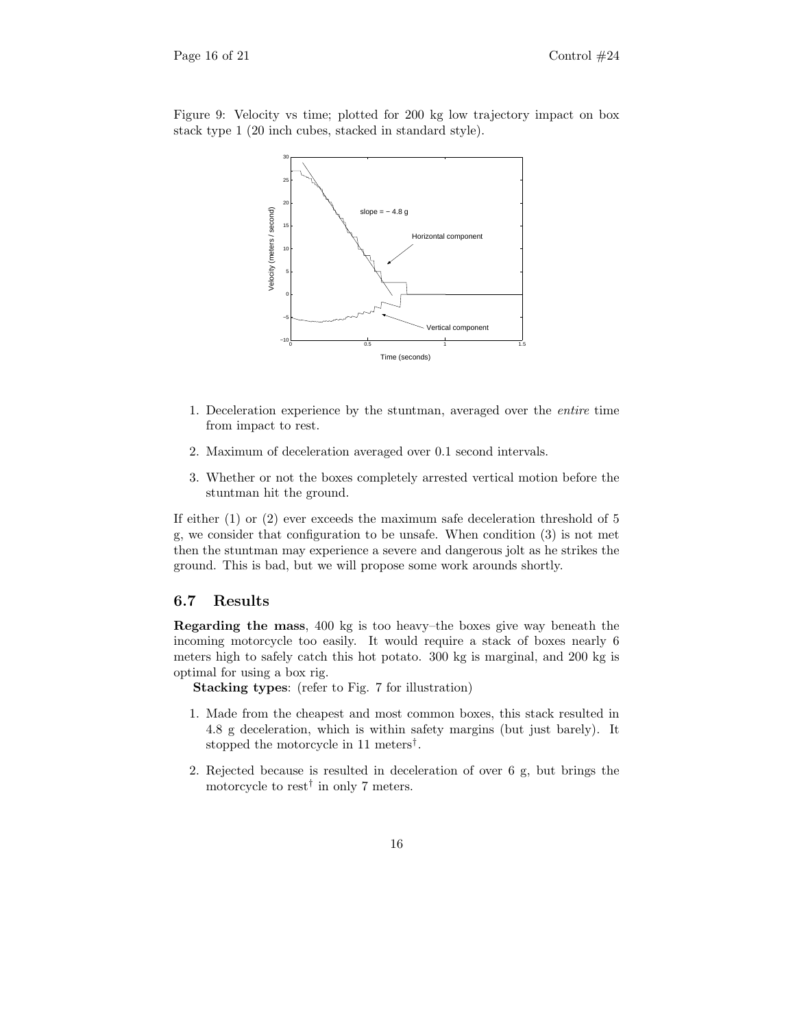Figure 9: Velocity vs time; plotted for 200 kg low trajectory impact on box stack type 1 (20 inch cubes, stacked in standard style).

1. Deceleration experience by the stuntman, averaged over the *entire* time from impact to rest.
2. Maximum of deceleration averaged over 0.1 second intervals.
3. Whether or not the boxes completely arrested vertical motion before the stuntman hit the ground.

If either (1) or (2) ever exceeds the maximum safe deceleration threshold of 5 g, we consider that configuration to be unsafe. When condition (3) is not met then the stuntman may experience a severe and dangerous jolt as he strikes the ground. This is bad, but we will propose some work arounds shortly.

### 6.7 Results

**Regarding the mass**, 400 kg is too heavy–the boxes give way beneath the incoming motorcycle too easily. It would require a stack of boxes nearly 6 meters high to safely catch this hot potato. 300 kg is marginal, and 200 kg is optimal for using a box rig.

**Stacking types**: (refer to Fig. 7 for illustration)

1. Made from the cheapest and most common boxes, this stack resulted in 4.8 g deceleration, which is within safety margins (but just barely). It stopped the motorcycle in 11 meters†.
2. Rejected because is resulted in deceleration of over 6 g, but brings the motorcycle to rest† in only 7 meters.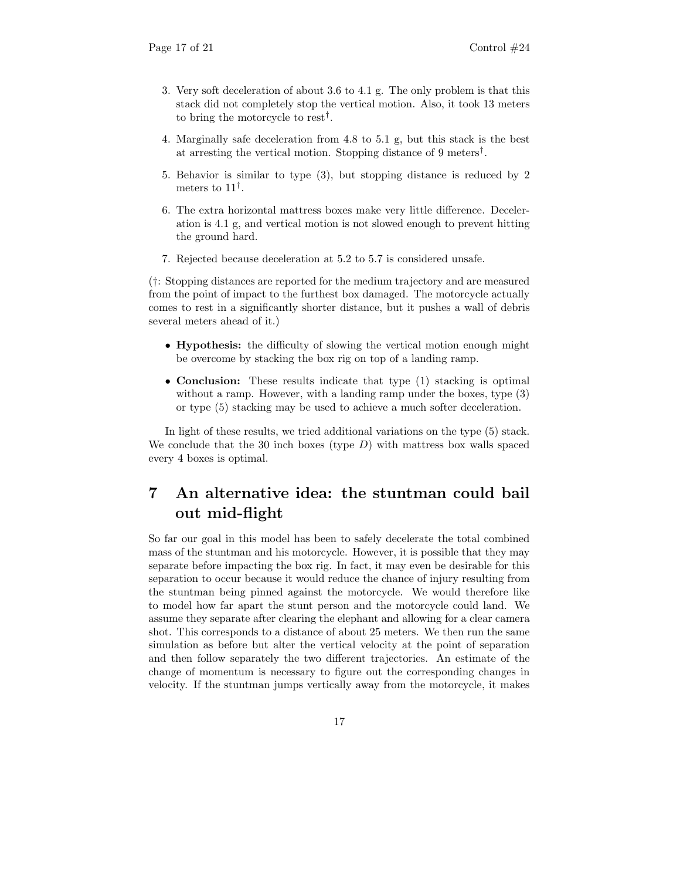3. Very soft deceleration of about 3.6 to 4.1 g. The only problem is that this stack did not completely stop the vertical motion. Also, it took 13 meters to bring the motorcycle to rest†.
4. Marginally safe deceleration from 4.8 to 5.1 g, but this stack is the best at arresting the vertical motion. Stopping distance of 9 meters†.
5. Behavior is similar to type (3), but stopping distance is reduced by 2 meters to 11†.
6. The extra horizontal mattress boxes make very little difference. Deceleration is 4.1 g, and vertical motion is not slowed enough to prevent hitting the ground hard.
7. Rejected because deceleration at 5.2 to 5.7 is considered unsafe.

(†: Stopping distances are reported for the medium trajectory and are measured from the point of impact to the furthest box damaged. The motorcycle actually comes to rest in a significantly shorter distance, but it pushes a wall of debris several meters ahead of it.)

- **Hypothesis:** the difficulty of slowing the vertical motion enough might be overcome by stacking the box rig on top of a landing ramp.
- **Conclusion:** These results indicate that type (1) stacking is optimal without a ramp. However, with a landing ramp under the boxes, type (3) or type (5) stacking may be used to achieve a much softer deceleration.

In light of these results, we tried additional variations on the type (5) stack. We conclude that the 30 inch boxes (type *D*) with mattress box walls spaced every 4 boxes is optimal.

# 7 An alternative idea: the stuntman could bail out mid-flight

So far our goal in this model has been to safely decelerate the total combined mass of the stuntman and his motorcycle. However, it is possible that they may separate before impacting the box rig. In fact, it may even be desirable for this separation to occur because it would reduce the chance of injury resulting from the stuntman being pinned against the motorcycle. We would therefore like to model how far apart the stunt person and the motorcycle could land. We assume they separate after clearing the elephant and allowing for a clear camera shot. This corresponds to a distance of about 25 meters. We then run the same simulation as before but alter the vertical velocity at the point of separation and then follow separately the two different trajectories. An estimate of the change of momentum is necessary to figure out the corresponding changes in velocity. If the stuntman jumps vertically away from the motorcycle, it makes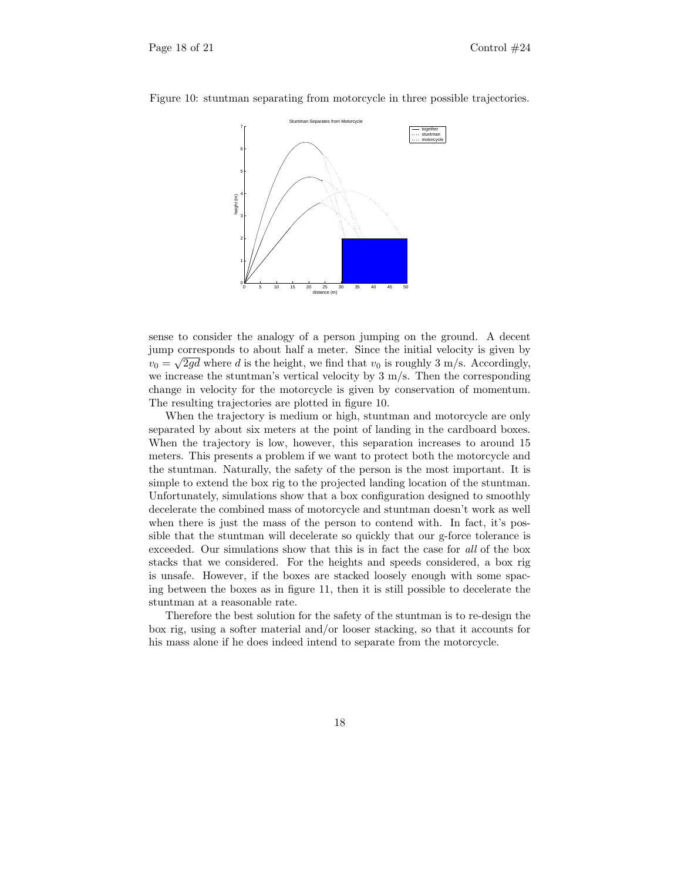Figure 10: stuntman separating from motorcycle in three possible trajectories.

sense to consider the analogy of a person jumping on the ground. A decent jump corresponds to about half a meter. Since the initial velocity is given by $v_0 = \sqrt{2gd}$ where $d$ is the height, we find that $v_0$ is roughly 3 m/s. Accordingly, we increase the stuntman's vertical velocity by 3 m/s. Then the corresponding change in velocity for the motorcycle is given by conservation of momentum. The resulting trajectories are plotted in figure 10.

When the trajectory is medium or high, stuntman and motorcycle are only separated by about six meters at the point of landing in the cardboard boxes. When the trajectory is low, however, this separation increases to around 15 meters. This presents a problem if we want to protect both the motorcycle and the stuntman. Naturally, the safety of the person is the most important. It is simple to extend the box rig to the projected landing location of the stuntman. Unfortunately, simulations show that a box configuration designed to smoothly decelerate the combined mass of motorcycle and stuntman doesn't work as well when there is just the mass of the person to contend with. In fact, it's possible that the stuntman will decelerate so quickly that our g-force tolerance is exceeded. Our simulations show that this is in fact the case for *all* of the box stacks that we considered. For the heights and speeds considered, a box rig is unsafe. However, if the boxes are stacked loosely enough with some spacing between the boxes as in figure 11, then it is still possible to decelerate the stuntman at a reasonable rate.

Therefore the best solution for the safety of the stuntman is to re-design the box rig, using a softer material and/or looser stacking, so that it accounts for his mass alone if he does indeed intend to separate from the motorcycle.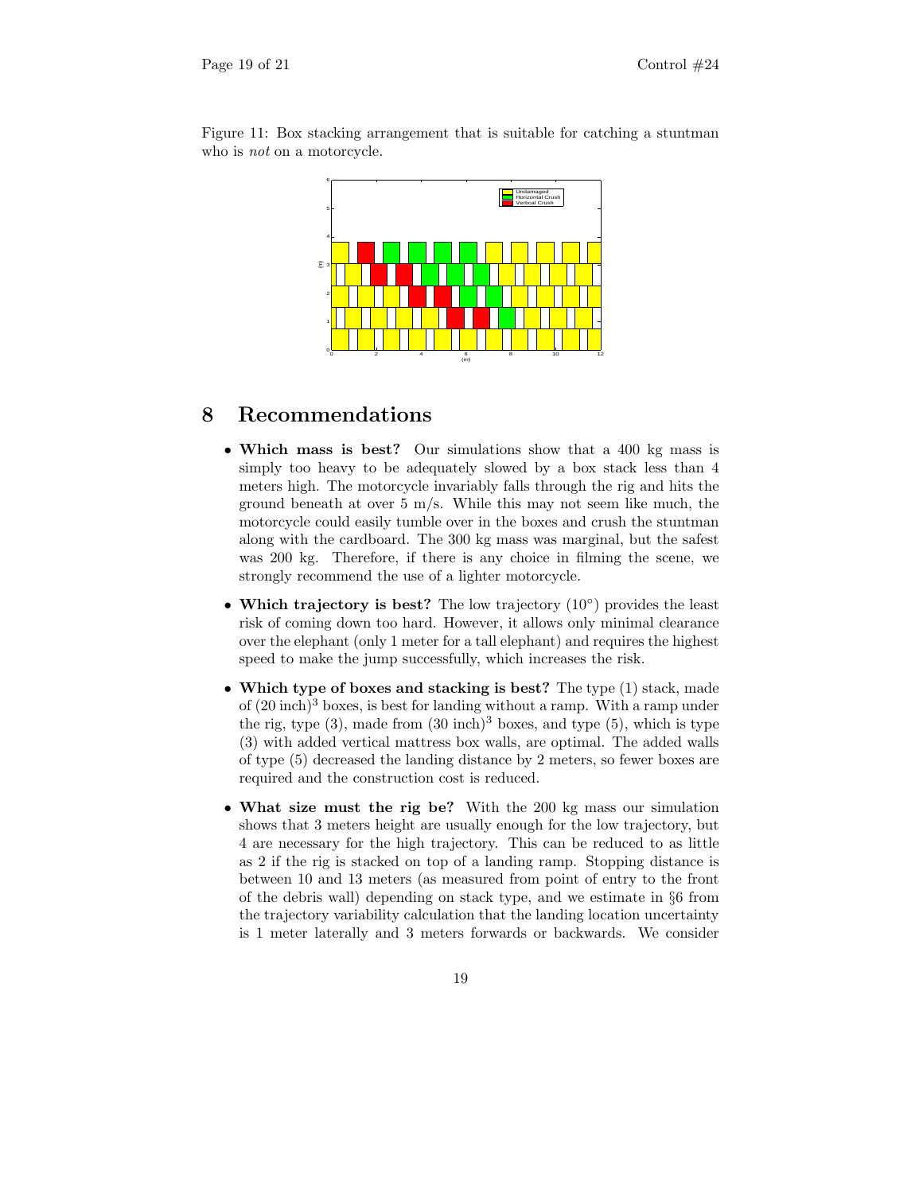Figure 11: Box stacking arrangement that is suitable for catching a stuntman who is *not* on a motorcycle.

## 8 Recommendations

- **Which mass is best?** Our simulations show that a 400 kg mass is simply too heavy to be adequately slowed by a box stack less than 4 meters high. The motorcycle invariably falls through the rig and hits the ground beneath at over 5 m/s. While this may not seem like much, the motorcycle could easily tumble over in the boxes and crush the stuntman along with the cardboard. The 300 kg mass was marginal, but the safest was 200 kg. Therefore, if there is any choice in filming the scene, we strongly recommend the use of a lighter motorcycle.

- **Which trajectory is best?** The low trajectory ($10^{\circ}$) provides the least risk of coming down too hard. However, it allows only minimal clearance over the elephant (only 1 meter for a tall elephant) and requires the highest speed to make the jump successfully, which increases the risk.

- **Which type of boxes and stacking is best?** The type (1) stack, made of $(20\text{ inch})^3$ boxes, is best for landing without a ramp. With a ramp under the rig, type (3), made from $(30\text{ inch})^3$ boxes, and type (5), which is type (3) with added vertical mattress box walls, are optimal. The added walls of type (5) decreased the landing distance by 2 meters, so fewer boxes are required and the construction cost is reduced.

- **What size must the rig be?** With the 200 kg mass our simulation shows that 3 meters height are usually enough for the low trajectory, but 4 are necessary for the high trajectory. This can be reduced to as little as 2 if the rig is stacked on top of a landing ramp. Stopping distance is between 10 and 13 meters (as measured from point of entry to the front of the debris wall) depending on stack type, and we estimate in §6 from the trajectory variability calculation that the landing location uncertainty is 1 meter laterally and 3 meters forwards or backwards. We consider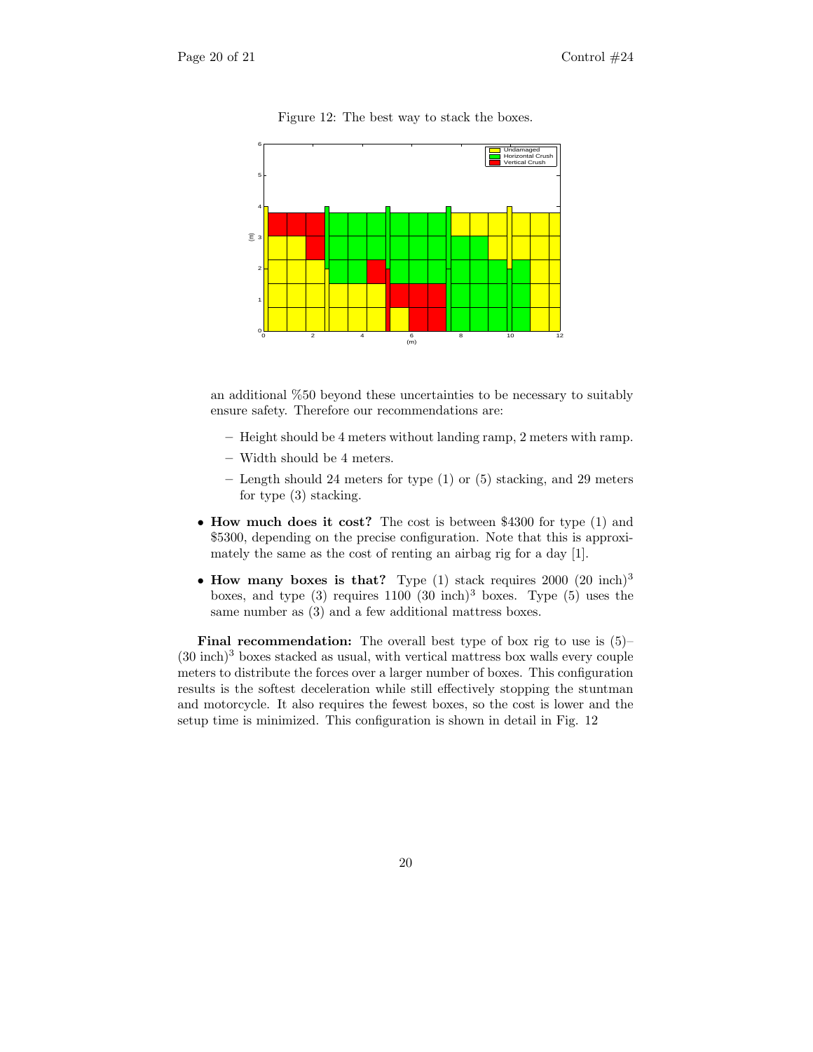Figure 12: The best way to stack the boxes.

an additional %50 beyond these uncertainties to be necessary to suitably ensure safety. Therefore our recommendations are:

- Height should be 4 meters without landing ramp, 2 meters with ramp.
- Width should be 4 meters.
- Length should 24 meters for type (1) or (5) stacking, and 29 meters for type (3) stacking.

- **How much does it cost?** The cost is between \$4300 for type (1) and \$5300, depending on the precise configuration. Note that this is approximately the same as the cost of renting an airbag rig for a day [1].
- **How many boxes is that?** Type (1) stack requires 2000 $(20 \text{ inch})^3$ boxes, and type (3) requires 1100 $(30 \text{ inch})^3$ boxes. Type (5) uses the same number as (3) and a few additional mattress boxes.

**Final recommendation:** The overall best type of box rig to use is (5)–$(30 \text{ inch})^3$ boxes stacked as usual, with vertical mattress box walls every couple meters to distribute the forces over a larger number of boxes. This configuration results is the softest deceleration while still effectively stopping the stuntman and motorcycle. It also requires the fewest boxes, so the cost is lower and the setup time is minimized. This configuration is shown in detail in Fig. 12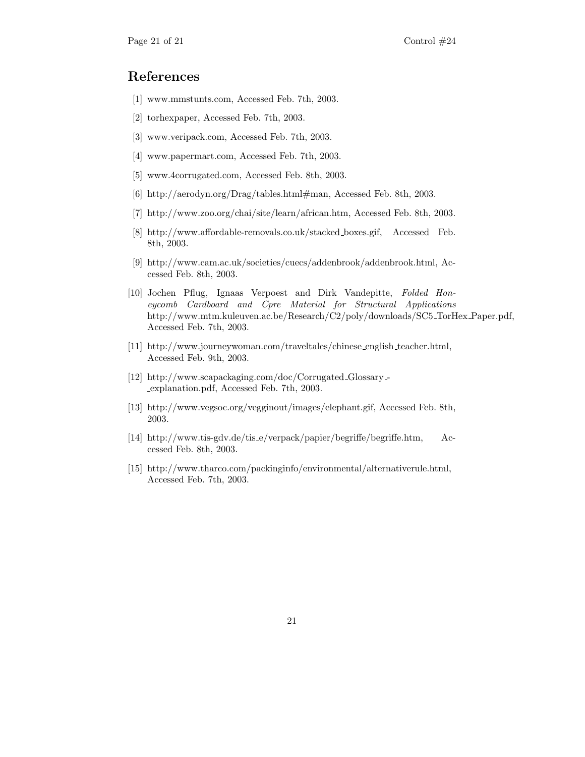## References

[1] www.mmstunts.com, Accessed Feb. 7th, 2003.

[2] torhexpaper, Accessed Feb. 7th, 2003.

[3] www.veripack.com, Accessed Feb. 7th, 2003.

[4] www.papermart.com, Accessed Feb. 7th, 2003.

[5] www.4corrugated.com, Accessed Feb. 8th, 2003.

[6] http://aerodyn.org/Drag/tables.html#man, Accessed Feb. 8th, 2003.

[7] http://www.zoo.org/chai/site/learn/african.htm, Accessed Feb. 8th, 2003.

[8] http://www.affordable-removals.co.uk/stacked_boxes.gif, Accessed Feb. 8th, 2003.

[9] http://www.cam.ac.uk/societies/cuecs/addenbrook/addenbrook.html, Accessed Feb. 8th, 2003.

[10] Jochen Pflug, Ignaas Verpoest and Dirk Vandepitte, *Folded Honeycomb Cardboard and Cpre Material for Structural Applications* http://www.mtm.kuleuven.ac.be/Research/C2/poly/downloads/SC5_TorHex_Paper.pdf, Accessed Feb. 7th, 2003.

[11] http://www.journeywoman.com/traveltales/chinese_english_teacher.html, Accessed Feb. 9th, 2003.

[12] http://www.scapackaging.com/doc/Corrugated_Glossary_-_explanation.pdf, Accessed Feb. 7th, 2003.

[13] http://www.vegsoc.org/vegginout/images/elephant.gif, Accessed Feb. 8th, 2003.

[14] http://www.tis-gdv.de/tis_e/verpack/papier/begriffe/begriffe.htm, Accessed Feb. 8th, 2003.

[15] http://www.tharco.com/packinginfo/environmental/alternativerule.html, Accessed Feb. 7th, 2003.